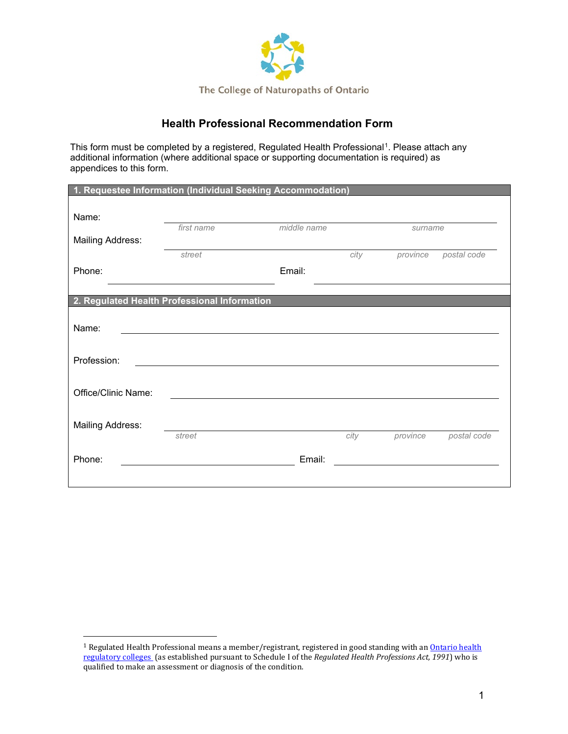The College of Naturopaths of Ontario

# Health Professional Recommendation Form

This form must be completed by a registered, Regulated Health Professional[1]. Please attach any additional information (where additional space or supporting documentation is required) as appendices to this form.

## 1. Requestee Information (Individual Seeking Accommodation)

Name: ______________________________________________

*first name* *middle name* *surname*

Mailing Address: ______________________________________________

*street* *city* *province* *postal code*

Phone: ______________________ Email: ______________________

## 2. Regulated Health Professional Information

Name: ______________________________________________

Profession: ______________________________________________

Office/Clinic Name: ______________________________________________

Mailing Address: ______________________________________________

*street* *city* *province* *postal code*

Phone: ______________________ Email: ______________________

---

[1] Regulated Health Professional means a member/registrant, registered in good standing with an Ontario health regulatory colleges (as established pursuant to Schedule I of the *Regulated Health Professions Act, 1991*) who is qualified to make an assessment or diagnosis of the condition.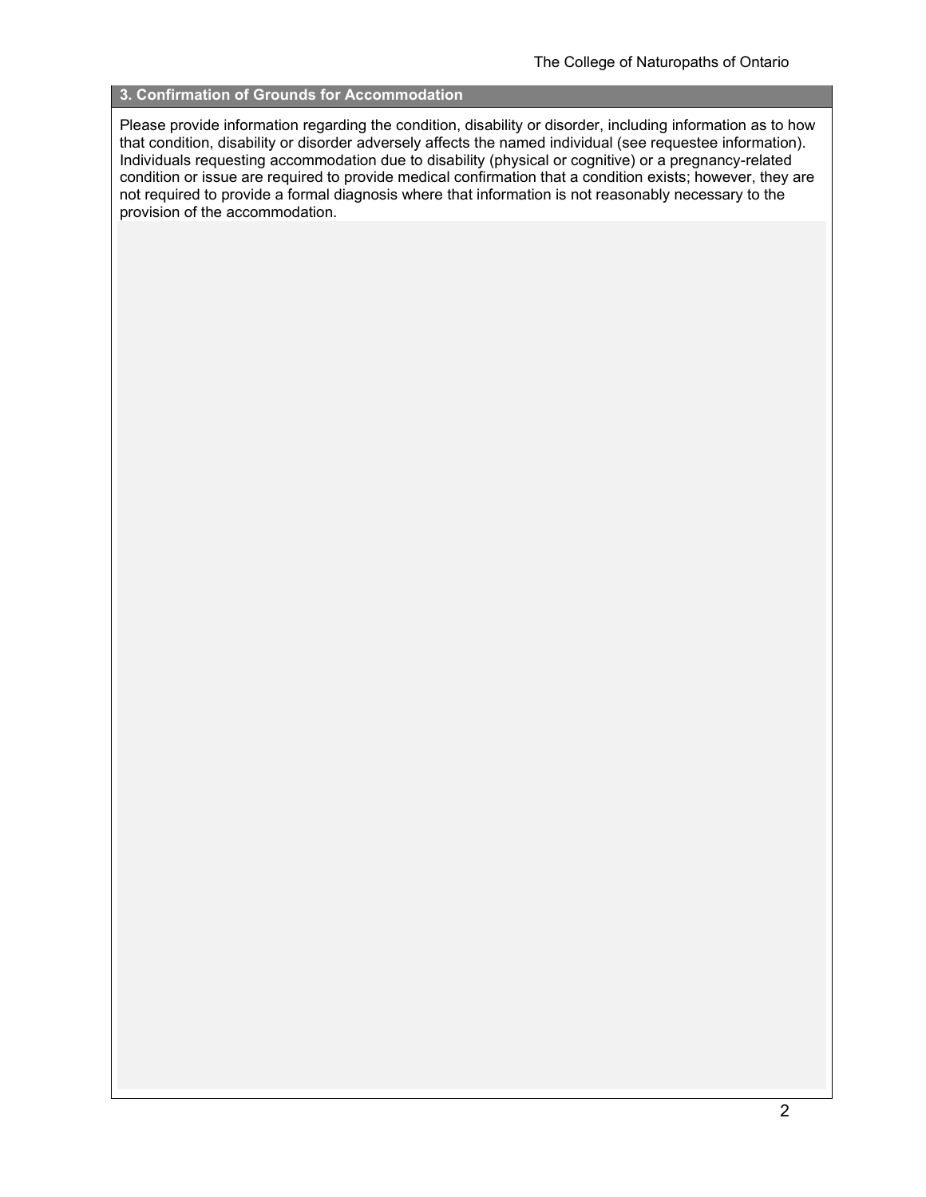## 3. Confirmation of Grounds for Accommodation

Please provide information regarding the condition, disability or disorder, including information as to how that condition, disability or disorder adversely affects the named individual (see requestee information). Individuals requesting accommodation due to disability (physical or cognitive) or a pregnancy-related condition or issue are required to provide medical confirmation that a condition exists; however, they are not required to provide a formal diagnosis where that information is not reasonably necessary to the provision of the accommodation.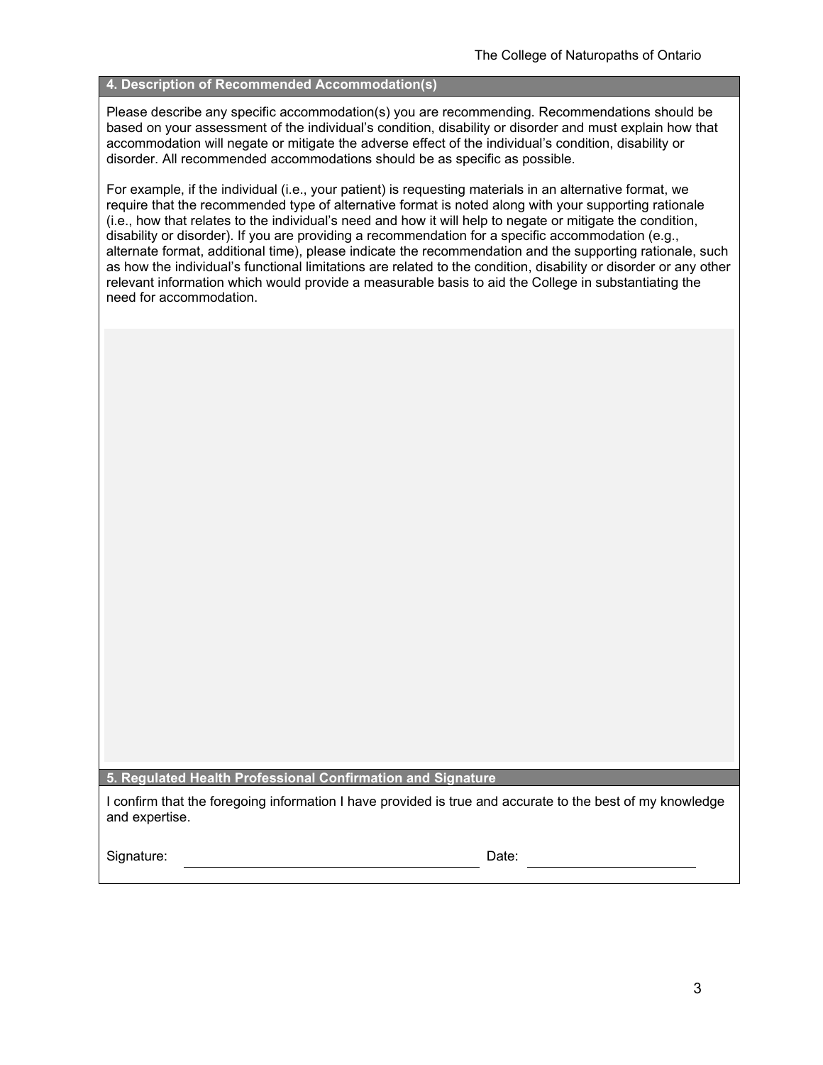## 4. Description of Recommended Accommodation(s)

Please describe any specific accommodation(s) you are recommending. Recommendations should be based on your assessment of the individual's condition, disability or disorder and must explain how that accommodation will negate or mitigate the adverse effect of the individual's condition, disability or disorder. All recommended accommodations should be as specific as possible.

For example, if the individual (i.e., your patient) is requesting materials in an alternative format, we require that the recommended type of alternative format is noted along with your supporting rationale (i.e., how that relates to the individual's need and how it will help to negate or mitigate the condition, disability or disorder). If you are providing a recommendation for a specific accommodation (e.g., alternate format, additional time), please indicate the recommendation and the supporting rationale, such as how the individual's functional limitations are related to the condition, disability or disorder or any other relevant information which would provide a measurable basis to aid the College in substantiating the need for accommodation.

## 5. Regulated Health Professional Confirmation and Signature

I confirm that the foregoing information I have provided is true and accurate to the best of my knowledge and expertise.

Signature: ______________________________ Date: ____________________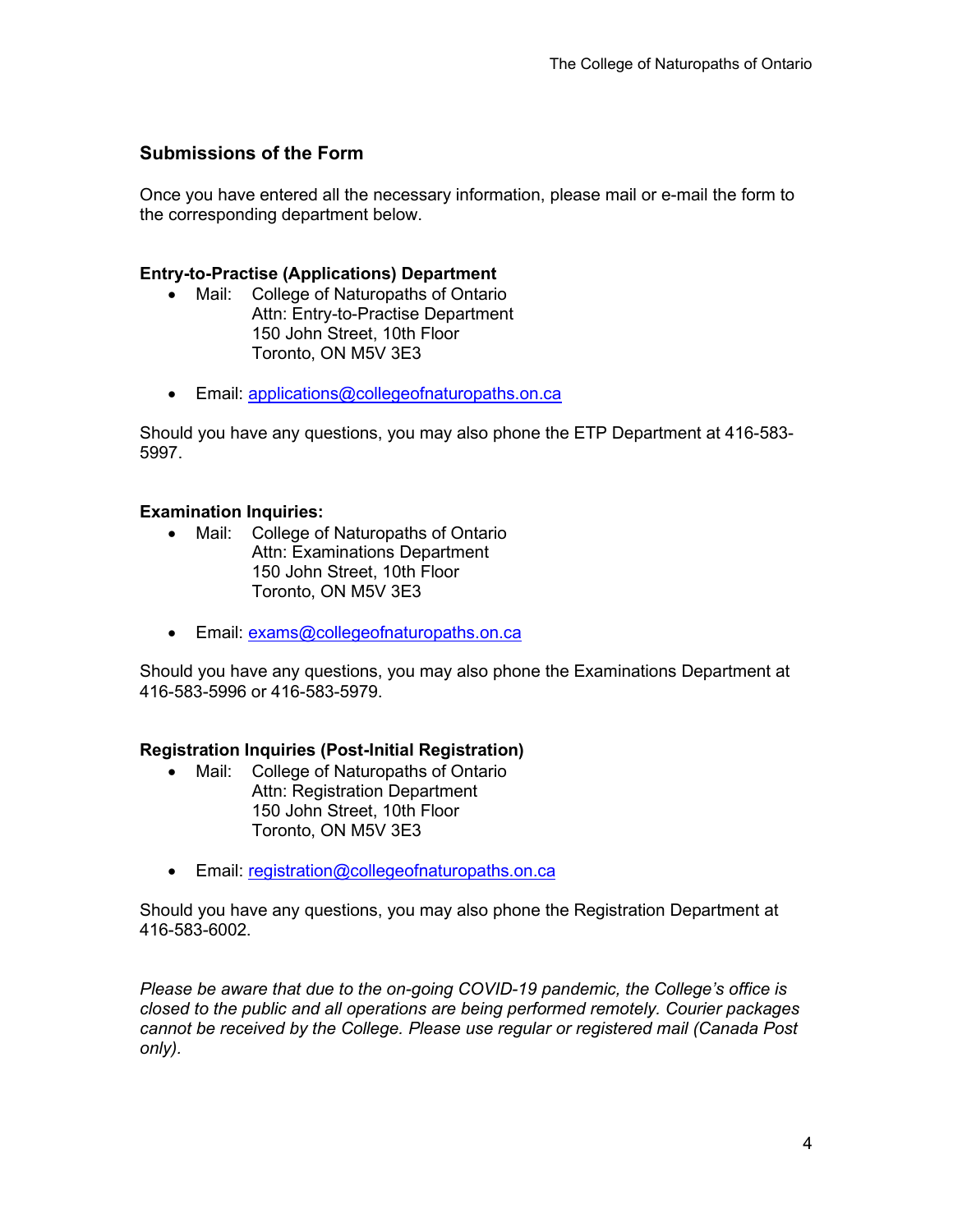## Submissions of the Form

Once you have entered all the necessary information, please mail or e-mail the form to the corresponding department below.

**Entry-to-Practise (Applications) Department**

- Mail: College of Naturopaths of Ontario
  Attn: Entry-to-Practise Department
  150 John Street, 10th Floor
  Toronto, ON M5V 3E3

- Email: applications@collegeofnaturopaths.on.ca

Should you have any questions, you may also phone the ETP Department at 416-583-5997.

**Examination Inquiries:**

- Mail: College of Naturopaths of Ontario
  Attn: Examinations Department
  150 John Street, 10th Floor
  Toronto, ON M5V 3E3

- Email: exams@collegeofnaturopaths.on.ca

Should you have any questions, you may also phone the Examinations Department at 416-583-5996 or 416-583-5979.

**Registration Inquiries (Post-Initial Registration)**

- Mail: College of Naturopaths of Ontario
  Attn: Registration Department
  150 John Street, 10th Floor
  Toronto, ON M5V 3E3

- Email: registration@collegeofnaturopaths.on.ca

Should you have any questions, you may also phone the Registration Department at 416-583-6002.

*Please be aware that due to the on-going COVID-19 pandemic, the College's office is closed to the public and all operations are being performed remotely. Courier packages cannot be received by the College. Please use regular or registered mail (Canada Post only).*